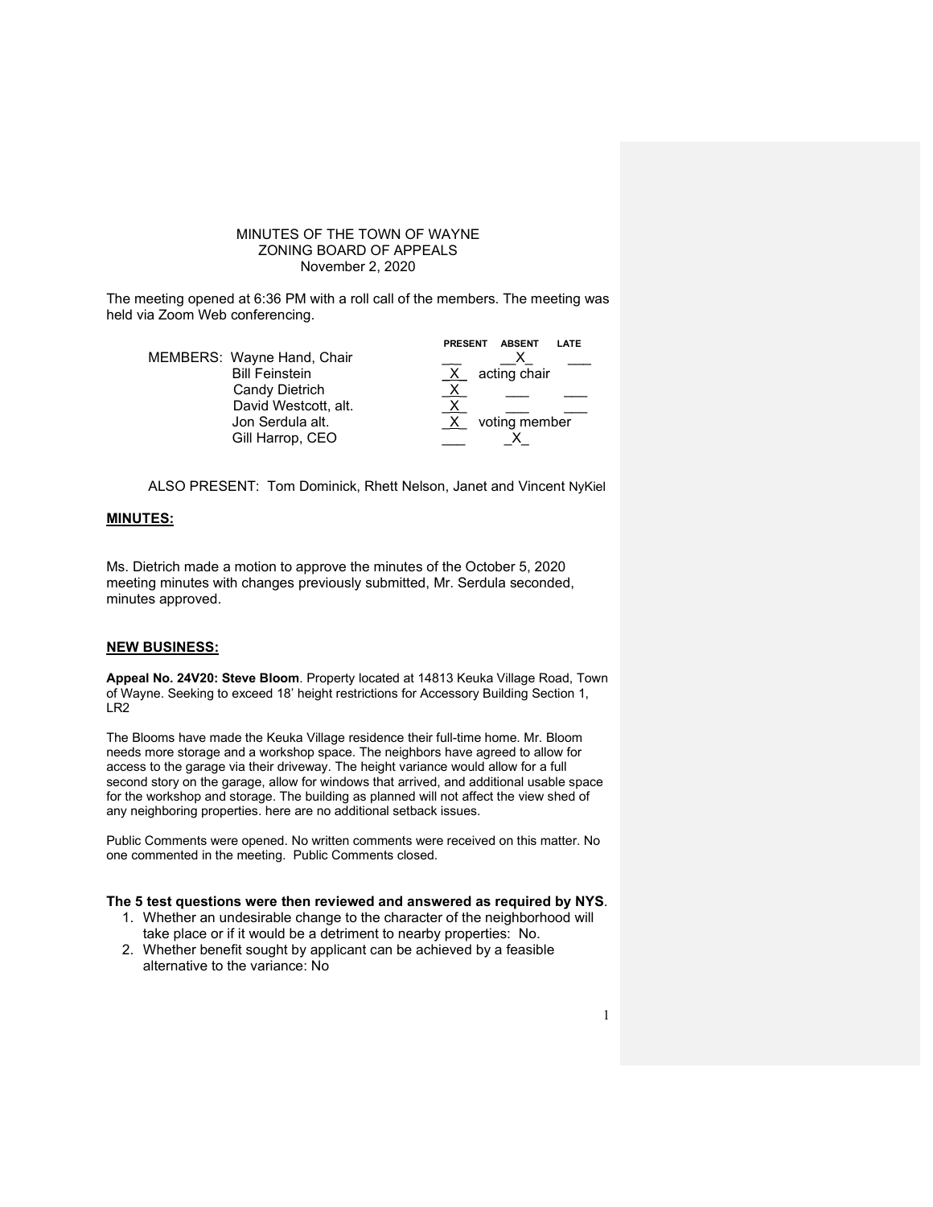MINUTES OF THE TOWN OF WAYNE
ZONING BOARD OF APPEALS
November 2, 2020

The meeting opened at 6:36 PM with a roll call of the members. The meeting was held via Zoom Web conferencing.

| MEMBERS: | PRESENT | ABSENT | LATE |
|---|---|---|---|
| Wayne Hand, Chair | ___ | __X_ | ___ |
| Bill Feinstein | _X_ | acting chair | |
| Candy Dietrich | _X_ | ___ | ___ |
| David Westcott, alt. | _X_ | ___ | ___ |
| Jon Serdula alt. | _X_ | voting member | |
| Gill Harrop, CEO | ___ | _X_ | |

ALSO PRESENT: Tom Dominick, Rhett Nelson, Janet and Vincent NyKiel

**MINUTES:**

Ms. Dietrich made a motion to approve the minutes of the October 5, 2020 meeting minutes with changes previously submitted, Mr. Serdula seconded, minutes approved.

**NEW BUSINESS:**

**Appeal No. 24V20: Steve Bloom**. Property located at 14813 Keuka Village Road, Town of Wayne. Seeking to exceed 18' height restrictions for Accessory Building Section 1, LR2

The Blooms have made the Keuka Village residence their full-time home. Mr. Bloom needs more storage and a workshop space. The neighbors have agreed to allow for access to the garage via their driveway. The height variance would allow for a full second story on the garage, allow for windows that arrived, and additional usable space for the workshop and storage. The building as planned will not affect the view shed of any neighboring properties. here are no additional setback issues.

Public Comments were opened. No written comments were received on this matter. No one commented in the meeting. Public Comments closed.

**The 5 test questions were then reviewed and answered as required by NYS**.

1. Whether an undesirable change to the character of the neighborhood will take place or if it would be a detriment to nearby properties: No.
2. Whether benefit sought by applicant can be achieved by a feasible alternative to the variance: No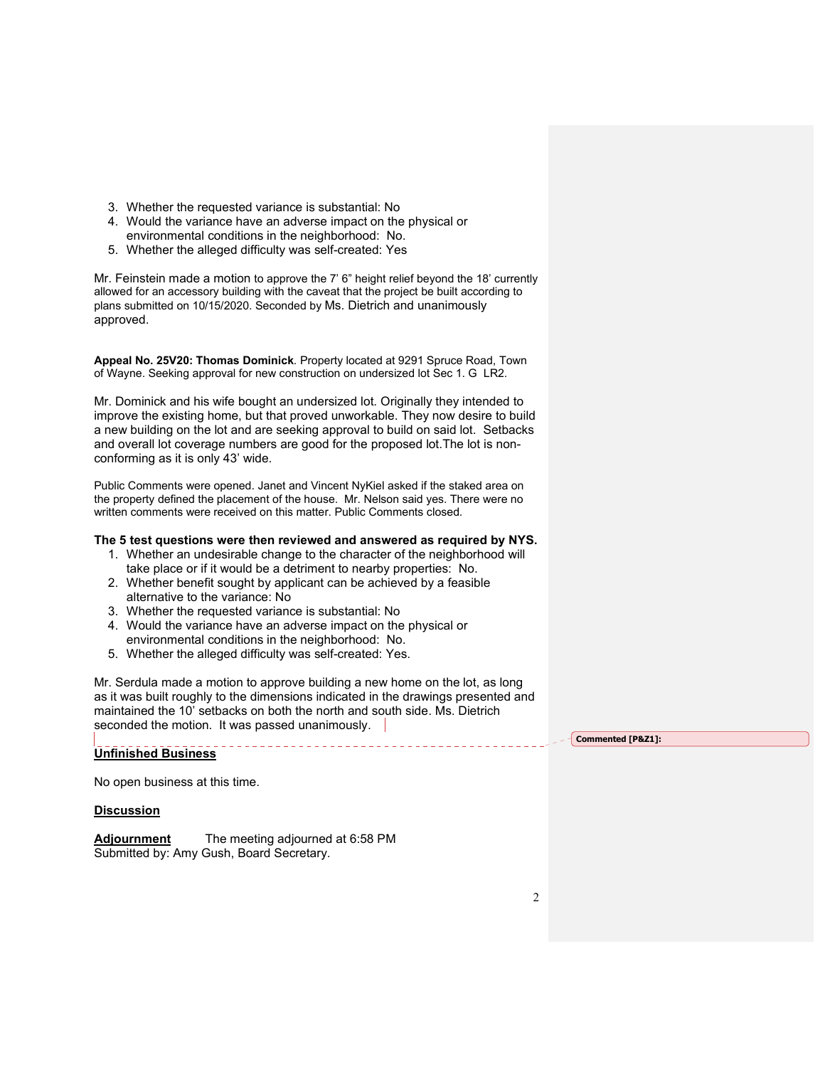3. Whether the requested variance is substantial: No
4. Would the variance have an adverse impact on the physical or environmental conditions in the neighborhood: No.
5. Whether the alleged difficulty was self-created: Yes

Mr. Feinstein made a motion to approve the 7' 6" height relief beyond the 18' currently allowed for an accessory building with the caveat that the project be built according to plans submitted on 10/15/2020. Seconded by Ms. Dietrich and unanimously approved.

**Appeal No. 25V20: Thomas Dominick**. Property located at 9291 Spruce Road, Town of Wayne. Seeking approval for new construction on undersized lot Sec 1. G LR2.

Mr. Dominick and his wife bought an undersized lot. Originally they intended to improve the existing home, but that proved unworkable. They now desire to build a new building on the lot and are seeking approval to build on said lot. Setbacks and overall lot coverage numbers are good for the proposed lot.The lot is non-conforming as it is only 43' wide.

Public Comments were opened. Janet and Vincent NyKiel asked if the staked area on the property defined the placement of the house. Mr. Nelson said yes. There were no written comments were received on this matter. Public Comments closed.

**The 5 test questions were then reviewed and answered as required by NYS.**

1. Whether an undesirable change to the character of the neighborhood will take place or if it would be a detriment to nearby properties: No.
2. Whether benefit sought by applicant can be achieved by a feasible alternative to the variance: No
3. Whether the requested variance is substantial: No
4. Would the variance have an adverse impact on the physical or environmental conditions in the neighborhood: No.
5. Whether the alleged difficulty was self-created: Yes.

Mr. Serdula made a motion to approve building a new home on the lot, as long as it was built roughly to the dimensions indicated in the drawings presented and maintained the 10' setbacks on both the north and south side. Ms. Dietrich seconded the motion. It was passed unanimously.

**Commented [P&Z1]:**

## Unfinished Business

No open business at this time.

## Discussion

**Adjournment** The meeting adjourned at 6:58 PM

Submitted by: Amy Gush, Board Secretary.